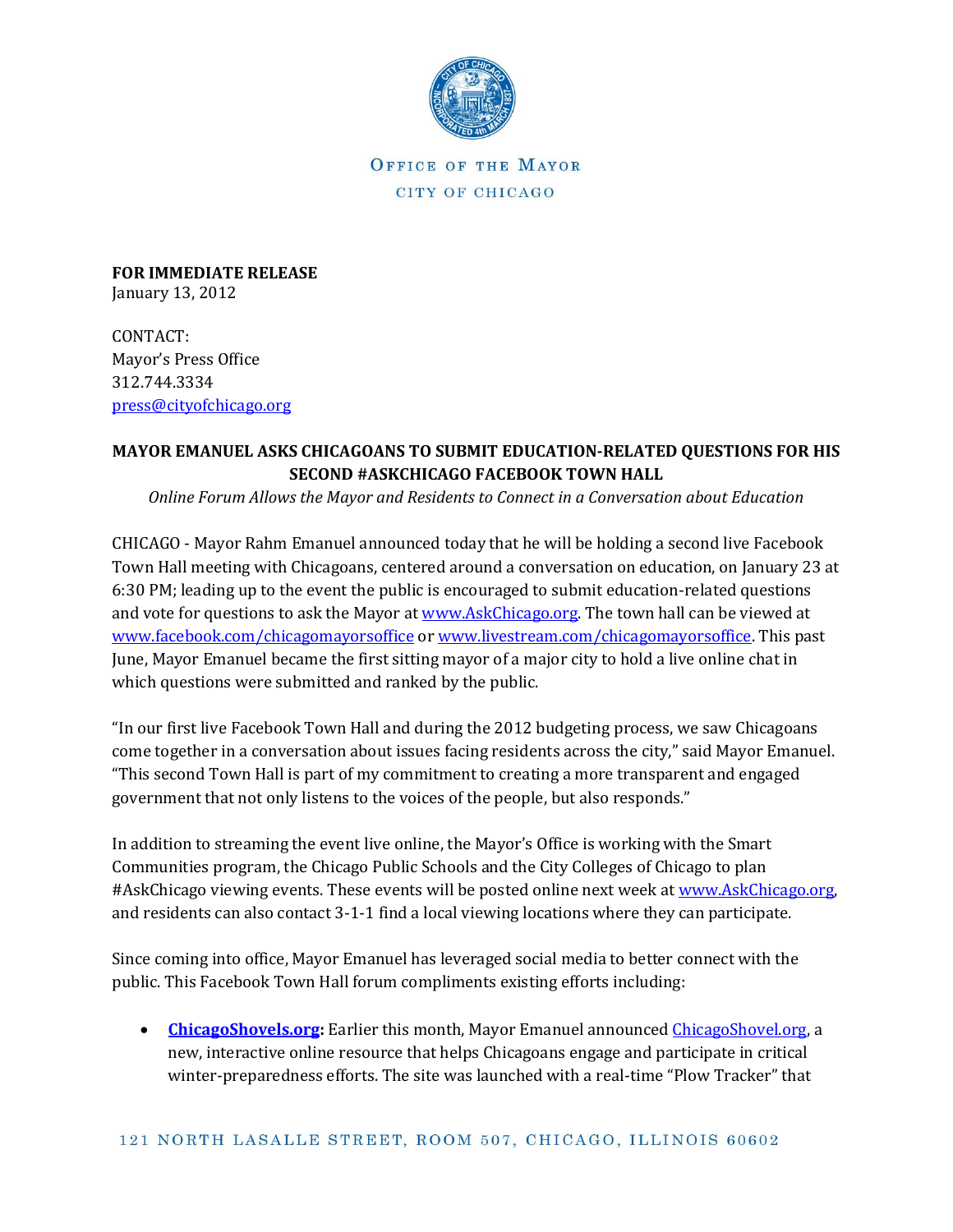OFFICE OF THE MAYOR

CITY OF CHICAGO

**FOR IMMEDIATE RELEASE**
January 13, 2012

CONTACT:
Mayor's Press Office
312.744.3334
press@cityofchicago.org

**MAYOR EMANUEL ASKS CHICAGOANS TO SUBMIT EDUCATION-RELATED QUESTIONS FOR HIS SECOND #ASKCHICAGO FACEBOOK TOWN HALL**

*Online Forum Allows the Mayor and Residents to Connect in a Conversation about Education*

CHICAGO - Mayor Rahm Emanuel announced today that he will be holding a second live Facebook Town Hall meeting with Chicagoans, centered around a conversation on education, on January 23 at 6:30 PM; leading up to the event the public is encouraged to submit education-related questions and vote for questions to ask the Mayor at www.AskChicago.org. The town hall can be viewed at www.facebook.com/chicagomayorsoffice or www.livestream.com/chicagomayorsoffice. This past June, Mayor Emanuel became the first sitting mayor of a major city to hold a live online chat in which questions were submitted and ranked by the public.

"In our first live Facebook Town Hall and during the 2012 budgeting process, we saw Chicagoans come together in a conversation about issues facing residents across the city," said Mayor Emanuel. "This second Town Hall is part of my commitment to creating a more transparent and engaged government that not only listens to the voices of the people, but also responds."

In addition to streaming the event live online, the Mayor's Office is working with the Smart Communities program, the Chicago Public Schools and the City Colleges of Chicago to plan #AskChicago viewing events. These events will be posted online next week at www.AskChicago.org, and residents can also contact 3-1-1 find a local viewing locations where they can participate.

Since coming into office, Mayor Emanuel has leveraged social media to better connect with the public. This Facebook Town Hall forum compliments existing efforts including:

- **ChicagoShovels.org:** Earlier this month, Mayor Emanuel announced ChicagoShovel.org, a new, interactive online resource that helps Chicagoans engage and participate in critical winter-preparedness efforts. The site was launched with a real-time "Plow Tracker" that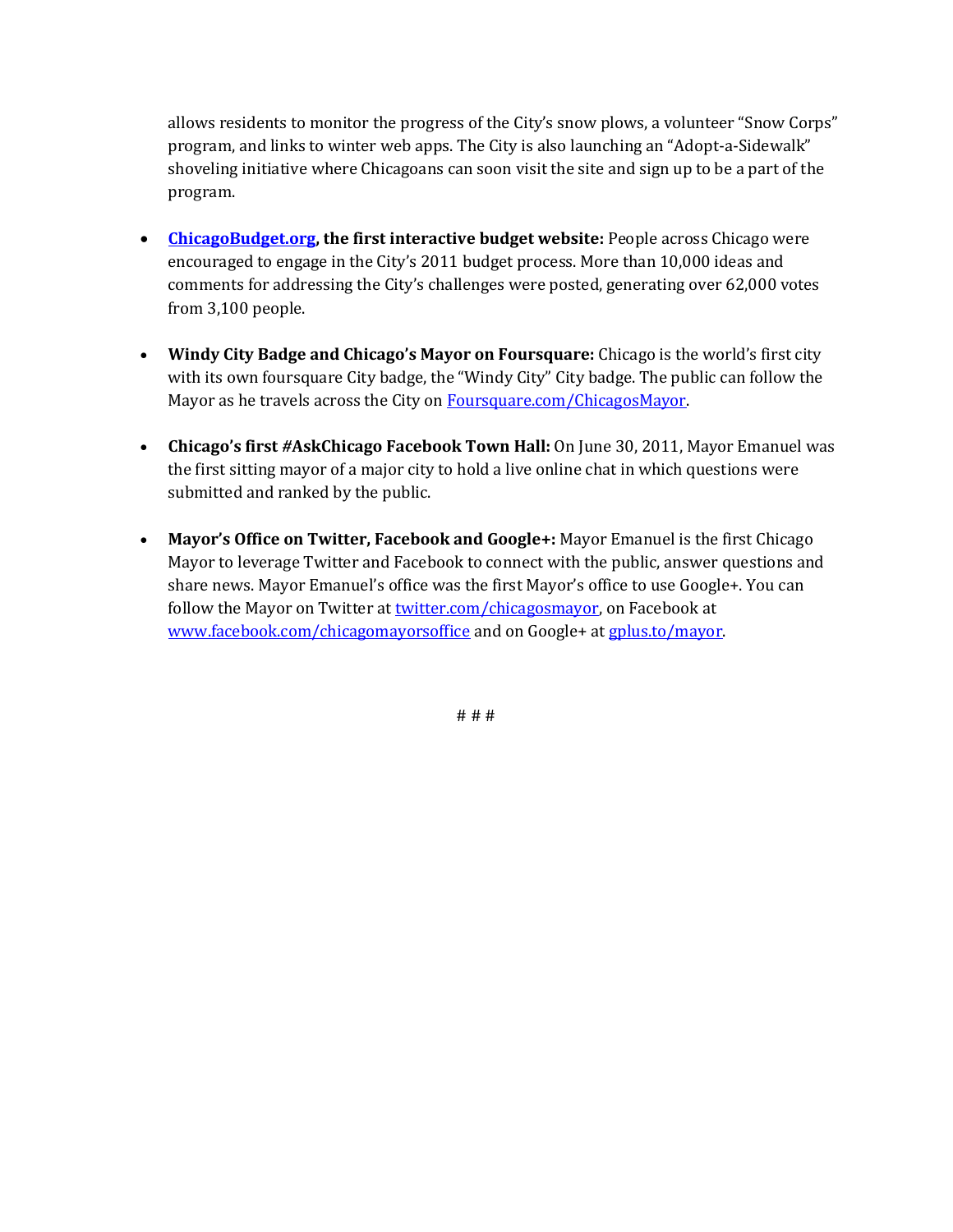allows residents to monitor the progress of the City's snow plows, a volunteer "Snow Corps" program, and links to winter web apps. The City is also launching an "Adopt-a-Sidewalk" shoveling initiative where Chicagoans can soon visit the site and sign up to be a part of the program.

- **ChicagoBudget.org, the first interactive budget website:** People across Chicago were encouraged to engage in the City's 2011 budget process. More than 10,000 ideas and comments for addressing the City's challenges were posted, generating over 62,000 votes from 3,100 people.

- **Windy City Badge and Chicago's Mayor on Foursquare:** Chicago is the world's first city with its own foursquare City badge, the "Windy City" City badge. The public can follow the Mayor as he travels across the City on Foursquare.com/ChicagosMayor.

- **Chicago's first #AskChicago Facebook Town Hall:** On June 30, 2011, Mayor Emanuel was the first sitting mayor of a major city to hold a live online chat in which questions were submitted and ranked by the public.

- **Mayor's Office on Twitter, Facebook and Google+:** Mayor Emanuel is the first Chicago Mayor to leverage Twitter and Facebook to connect with the public, answer questions and share news. Mayor Emanuel's office was the first Mayor's office to use Google+. You can follow the Mayor on Twitter at twitter.com/chicagosmayor, on Facebook at www.facebook.com/chicagomayorsoffice and on Google+ at gplus.to/mayor.

# # #